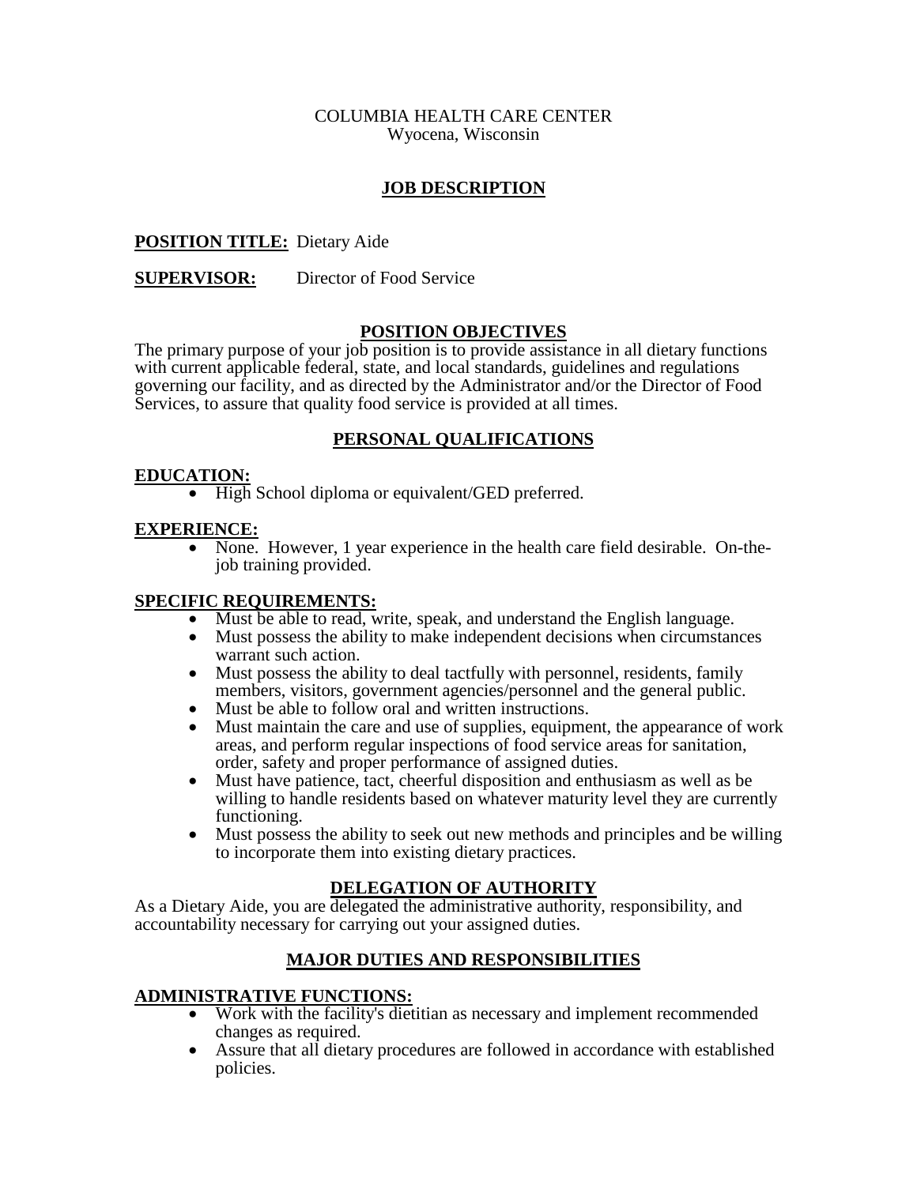COLUMBIA HEALTH CARE CENTER
Wyocena, Wisconsin

# JOB DESCRIPTION

**POSITION TITLE:** Dietary Aide

**SUPERVISOR:** Director of Food Service

## POSITION OBJECTIVES

The primary purpose of your job position is to provide assistance in all dietary functions with current applicable federal, state, and local standards, guidelines and regulations governing our facility, and as directed by the Administrator and/or the Director of Food Services, to assure that quality food service is provided at all times.

## PERSONAL QUALIFICATIONS

### EDUCATION:

- High School diploma or equivalent/GED preferred.

### EXPERIENCE:

- None. However, 1 year experience in the health care field desirable. On-the-job training provided.

### SPECIFIC REQUIREMENTS:

- Must be able to read, write, speak, and understand the English language.
- Must possess the ability to make independent decisions when circumstances warrant such action.
- Must possess the ability to deal tactfully with personnel, residents, family members, visitors, government agencies/personnel and the general public.
- Must be able to follow oral and written instructions.
- Must maintain the care and use of supplies, equipment, the appearance of work areas, and perform regular inspections of food service areas for sanitation, order, safety and proper performance of assigned duties.
- Must have patience, tact, cheerful disposition and enthusiasm as well as be willing to handle residents based on whatever maturity level they are currently functioning.
- Must possess the ability to seek out new methods and principles and be willing to incorporate them into existing dietary practices.

## DELEGATION OF AUTHORITY

As a Dietary Aide, you are delegated the administrative authority, responsibility, and accountability necessary for carrying out your assigned duties.

## MAJOR DUTIES AND RESPONSIBILITIES

### ADMINISTRATIVE FUNCTIONS:

- Work with the facility's dietitian as necessary and implement recommended changes as required.
- Assure that all dietary procedures are followed in accordance with established policies.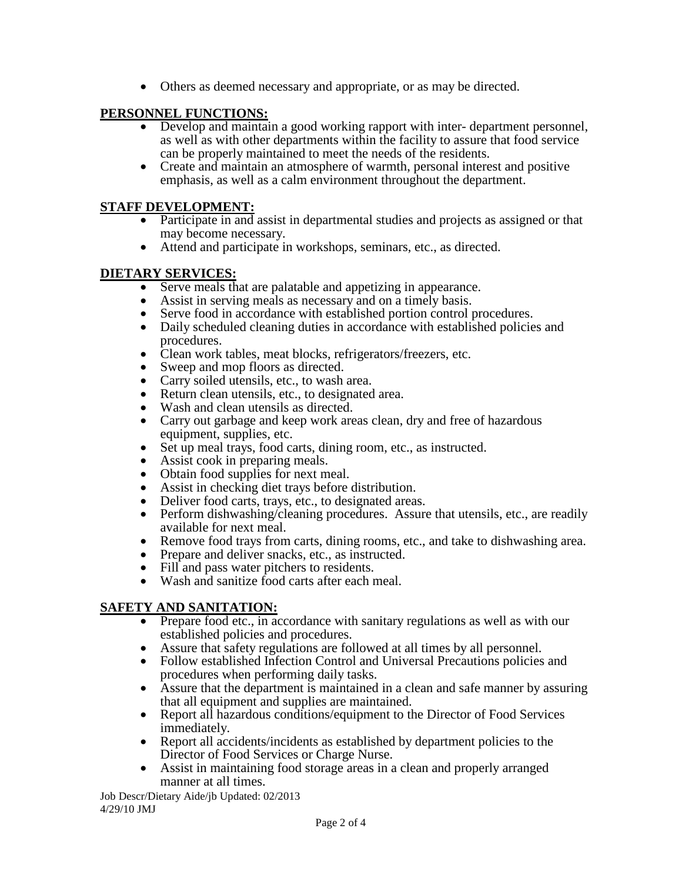- Others as deemed necessary and appropriate, or as may be directed.

**PERSONNEL FUNCTIONS:**

- Develop and maintain a good working rapport with inter- department personnel, as well as with other departments within the facility to assure that food service can be properly maintained to meet the needs of the residents.
- Create and maintain an atmosphere of warmth, personal interest and positive emphasis, as well as a calm environment throughout the department.

**STAFF DEVELOPMENT:**

- Participate in and assist in departmental studies and projects as assigned or that may become necessary.
- Attend and participate in workshops, seminars, etc., as directed.

**DIETARY SERVICES:**

- Serve meals that are palatable and appetizing in appearance.
- Assist in serving meals as necessary and on a timely basis.
- Serve food in accordance with established portion control procedures.
- Daily scheduled cleaning duties in accordance with established policies and procedures.
- Clean work tables, meat blocks, refrigerators/freezers, etc.
- Sweep and mop floors as directed.
- Carry soiled utensils, etc., to wash area.
- Return clean utensils, etc., to designated area.
- Wash and clean utensils as directed.
- Carry out garbage and keep work areas clean, dry and free of hazardous equipment, supplies, etc.
- Set up meal trays, food carts, dining room, etc., as instructed.
- Assist cook in preparing meals.
- Obtain food supplies for next meal.
- Assist in checking diet trays before distribution.
- Deliver food carts, trays, etc., to designated areas.
- Perform dishwashing/cleaning procedures. Assure that utensils, etc., are readily available for next meal.
- Remove food trays from carts, dining rooms, etc., and take to dishwashing area.
- Prepare and deliver snacks, etc., as instructed.
- Fill and pass water pitchers to residents.
- Wash and sanitize food carts after each meal.

**SAFETY AND SANITATION:**

- Prepare food etc., in accordance with sanitary regulations as well as with our established policies and procedures.
- Assure that safety regulations are followed at all times by all personnel.
- Follow established Infection Control and Universal Precautions policies and procedures when performing daily tasks.
- Assure that the department is maintained in a clean and safe manner by assuring that all equipment and supplies are maintained.
- Report all hazardous conditions/equipment to the Director of Food Services immediately.
- Report all accidents/incidents as established by department policies to the Director of Food Services or Charge Nurse.
- Assist in maintaining food storage areas in a clean and properly arranged manner at all times.

Job Descr/Dietary Aide/jb Updated: 02/2013
4/29/10 JMJ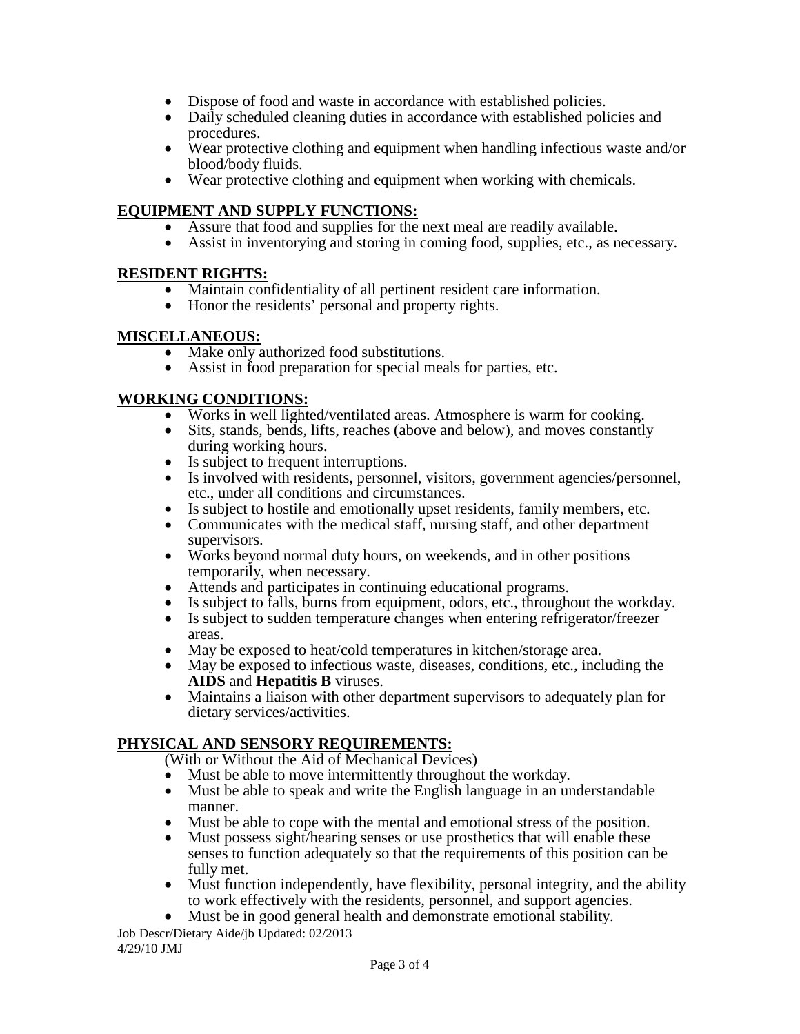- Dispose of food and waste in accordance with established policies.
- Daily scheduled cleaning duties in accordance with established policies and procedures.
- Wear protective clothing and equipment when handling infectious waste and/or blood/body fluids.
- Wear protective clothing and equipment when working with chemicals.

## EQUIPMENT AND SUPPLY FUNCTIONS:

- Assure that food and supplies for the next meal are readily available.
- Assist in inventorying and storing in coming food, supplies, etc., as necessary.

## RESIDENT RIGHTS:

- Maintain confidentiality of all pertinent resident care information.
- Honor the residents' personal and property rights.

## MISCELLANEOUS:

- Make only authorized food substitutions.
- Assist in food preparation for special meals for parties, etc.

## WORKING CONDITIONS:

- Works in well lighted/ventilated areas. Atmosphere is warm for cooking.
- Sits, stands, bends, lifts, reaches (above and below), and moves constantly during working hours.
- Is subject to frequent interruptions.
- Is involved with residents, personnel, visitors, government agencies/personnel, etc., under all conditions and circumstances.
- Is subject to hostile and emotionally upset residents, family members, etc.
- Communicates with the medical staff, nursing staff, and other department supervisors.
- Works beyond normal duty hours, on weekends, and in other positions temporarily, when necessary.
- Attends and participates in continuing educational programs.
- Is subject to falls, burns from equipment, odors, etc., throughout the workday.
- Is subject to sudden temperature changes when entering refrigerator/freezer areas.
- May be exposed to heat/cold temperatures in kitchen/storage area.
- May be exposed to infectious waste, diseases, conditions, etc., including the **AIDS** and **Hepatitis B** viruses.
- Maintains a liaison with other department supervisors to adequately plan for dietary services/activities.

## PHYSICAL AND SENSORY REQUIREMENTS:

(With or Without the Aid of Mechanical Devices)

- Must be able to move intermittently throughout the workday.
- Must be able to speak and write the English language in an understandable manner.
- Must be able to cope with the mental and emotional stress of the position.
- Must possess sight/hearing senses or use prosthetics that will enable these senses to function adequately so that the requirements of this position can be fully met.
- Must function independently, have flexibility, personal integrity, and the ability to work effectively with the residents, personnel, and support agencies.
- Must be in good general health and demonstrate emotional stability.

Job Descr/Dietary Aide/jb Updated: 02/2013
4/29/10 JMJ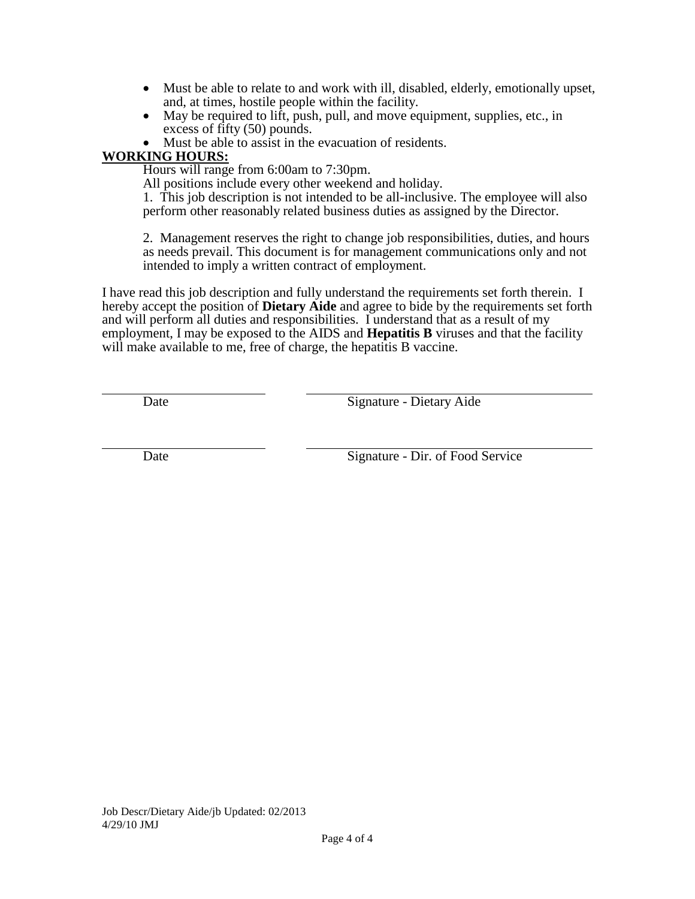- Must be able to relate to and work with ill, disabled, elderly, emotionally upset, and, at times, hostile people within the facility.
- May be required to lift, push, pull, and move equipment, supplies, etc., in excess of fifty (50) pounds.
- Must be able to assist in the evacuation of residents.

**WORKING HOURS:**

Hours will range from 6:00am to 7:30pm.

All positions include every other weekend and holiday.

1. This job description is not intended to be all-inclusive. The employee will also perform other reasonably related business duties as assigned by the Director.

2. Management reserves the right to change job responsibilities, duties, and hours as needs prevail. This document is for management communications only and not intended to imply a written contract of employment.

I have read this job description and fully understand the requirements set forth therein. I hereby accept the position of **Dietary Aide** and agree to bide by the requirements set forth and will perform all duties and responsibilities. I understand that as a result of my employment, I may be exposed to the AIDS and **Hepatitis B** viruses and that the facility will make available to me, free of charge, the hepatitis B vaccine.

\_\_\_\_\_\_\_\_\_\_\_\_\_\_\_\_\_\_\_\_ \_\_\_\_\_\_\_\_\_\_\_\_\_\_\_\_\_\_\_\_\_\_\_\_\_\_\_\_\_\_\_\_\_\_

Date Signature - Dietary Aide

\_\_\_\_\_\_\_\_\_\_\_\_\_\_\_\_\_\_\_\_ \_\_\_\_\_\_\_\_\_\_\_\_\_\_\_\_\_\_\_\_\_\_\_\_\_\_\_\_\_\_\_\_\_\_

Date Signature - Dir. of Food Service

Job Descr/Dietary Aide/jb Updated: 02/2013
4/29/10 JMJ